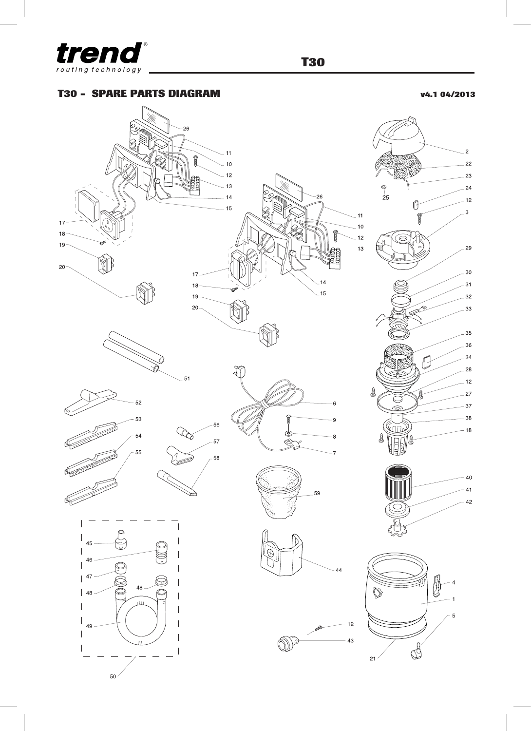# T30 - SPARE PARTS DIAGRAM

v4.1 04/2013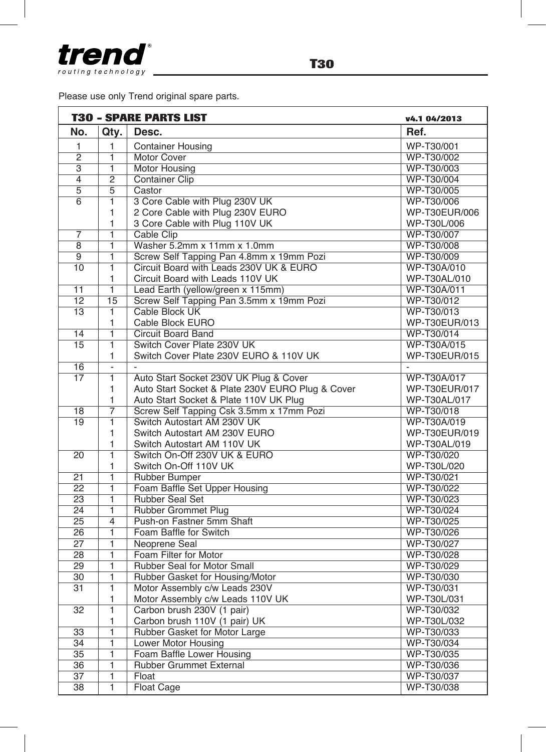Please use only Trend original spare parts.

**T30 – SPARE PARTS LIST** v4.1 04/2013

| No. | Qty. | Desc. | Ref. |
|---|---|---|---|
| 1 | 1 | Container Housing | WP-T30/001 |
| 2 | 1 | Motor Cover | WP-T30/002 |
| 3 | 1 | Motor Housing | WP-T30/003 |
| 4 | 2 | Container Clip | WP-T30/004 |
| 5 | 5 | Castor | WP-T30/005 |
| 6 | 1 | 3 Core Cable with Plug 230V UK | WP-T30/006 |
| | 1 | 2 Core Cable with Plug 230V EURO | WP-T30EUR/006 |
| | 1 | 3 Core Cable with Plug 110V UK | WP-T30L/006 |
| 7 | 1 | Cable Clip | WP-T30/007 |
| 8 | 1 | Washer 5.2mm x 11mm x 1.0mm | WP-T30/008 |
| 9 | 1 | Screw Self Tapping Pan 4.8mm x 19mm Pozi | WP-T30/009 |
| 10 | 1 | Circuit Board with Leads 230V UK & EURO | WP-T30A/010 |
| | 1 | Circuit Board with Leads 110V UK | WP-T30AL/010 |
| 11 | 1 | Lead Earth (yellow/green x 115mm) | WP-T30A/011 |
| 12 | 15 | Screw Self Tapping Pan 3.5mm x 19mm Pozi | WP-T30/012 |
| 13 | 1 | Cable Block UK | WP-T30/013 |
| | 1 | Cable Block EURO | WP-T30EUR/013 |
| 14 | 1 | Circuit Board Band | WP-T30/014 |
| 15 | 1 | Switch Cover Plate 230V UK | WP-T30A/015 |
| | 1 | Switch Cover Plate 230V EURO & 110V UK | WP-T30EUR/015 |
| 16 | - | - | - |
| 17 | 1 | Auto Start Socket 230V UK Plug & Cover | WP-T30A/017 |
| | 1 | Auto Start Socket & Plate 230V EURO Plug & Cover | WP-T30EUR/017 |
| | 1 | Auto Start Socket & Plate 110V UK Plug | WP-T30AL/017 |
| 18 | 7 | Screw Self Tapping Csk 3.5mm x 17mm Pozi | WP-T30/018 |
| 19 | 1 | Switch Autostart AM 230V UK | WP-T30A/019 |
| | 1 | Switch Autostart AM 230V EURO | WP-T30EUR/019 |
| | 1 | Switch Autostart AM 110V UK | WP-T30AL/019 |
| 20 | 1 | Switch On-Off 230V UK & EURO | WP-T30/020 |
| | 1 | Switch On-Off 110V UK | WP-T30L/020 |
| 21 | 1 | Rubber Bumper | WP-T30/021 |
| 22 | 1 | Foam Baffle Set Upper Housing | WP-T30/022 |
| 23 | 1 | Rubber Seal Set | WP-T30/023 |
| 24 | 1 | Rubber Grommet Plug | WP-T30/024 |
| 25 | 4 | Push-on Fastner 5mm Shaft | WP-T30/025 |
| 26 | 1 | Foam Baffle for Switch | WP-T30/026 |
| 27 | 1 | Neoprene Seal | WP-T30/027 |
| 28 | 1 | Foam Filter for Motor | WP-T30/028 |
| 29 | 1 | Rubber Seal for Motor Small | WP-T30/029 |
| 30 | 1 | Rubber Gasket for Housing/Motor | WP-T30/030 |
| 31 | 1 | Motor Assembly c/w Leads 230V | WP-T30/031 |
| | 1 | Motor Assembly c/w Leads 110V UK | WP-T30L/031 |
| 32 | 1 | Carbon brush 230V (1 pair) | WP-T30/032 |
| | 1 | Carbon brush 110V (1 pair) UK | WP-T30L/032 |
| 33 | 1 | Rubber Gasket for Motor Large | WP-T30/033 |
| 34 | 1 | Lower Motor Housing | WP-T30/034 |
| 35 | 1 | Foam Baffle Lower Housing | WP-T30/035 |
| 36 | 1 | Rubber Grummet External | WP-T30/036 |
| 37 | 1 | Float | WP-T30/037 |
| 38 | 1 | Float Cage | WP-T30/038 |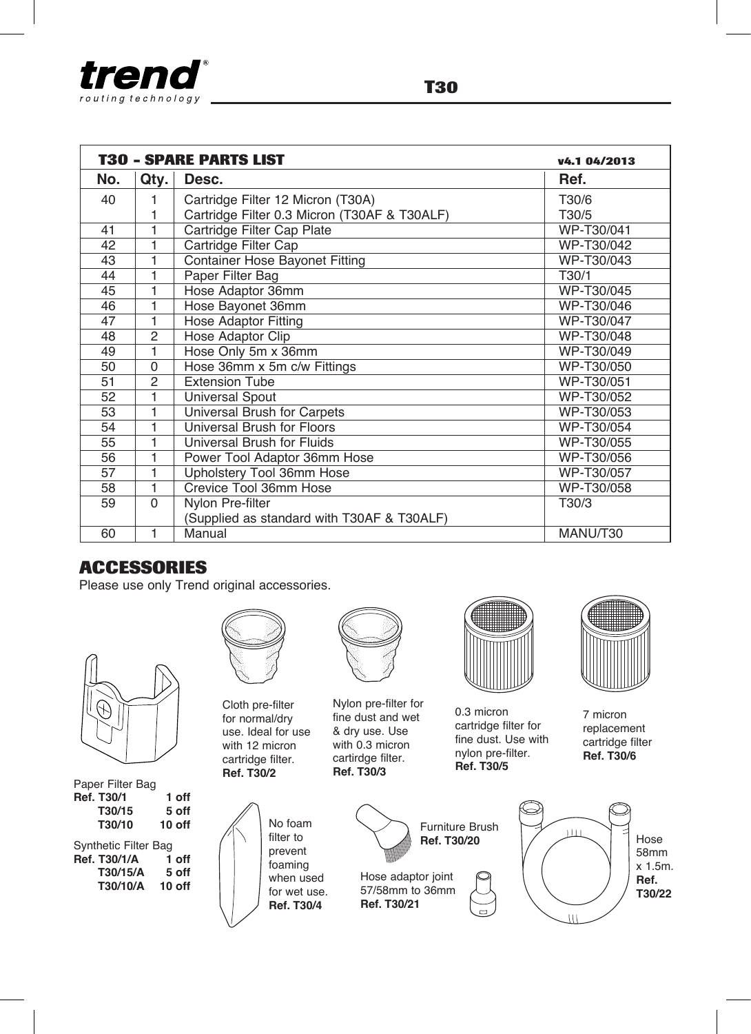# T30

## T30 - SPARE PARTS LIST

v4.1 04/2013

| No. | Qty. | Desc. | Ref. |
|---|---|---|---|
| 40 | 1 | Cartridge Filter 12 Micron (T30A) | T30/6 |
| | 1 | Cartridge Filter 0.3 Micron (T30AF & T30ALF) | T30/5 |
| 41 | 1 | Cartridge Filter Cap Plate | WP-T30/041 |
| 42 | 1 | Cartridge Filter Cap | WP-T30/042 |
| 43 | 1 | Container Hose Bayonet Fitting | WP-T30/043 |
| 44 | 1 | Paper Filter Bag | T30/1 |
| 45 | 1 | Hose Adaptor 36mm | WP-T30/045 |
| 46 | 1 | Hose Bayonet 36mm | WP-T30/046 |
| 47 | 1 | Hose Adaptor Fitting | WP-T30/047 |
| 48 | 2 | Hose Adaptor Clip | WP-T30/048 |
| 49 | 1 | Hose Only 5m x 36mm | WP-T30/049 |
| 50 | 0 | Hose 36mm x 5m c/w Fittings | WP-T30/050 |
| 51 | 2 | Extension Tube | WP-T30/051 |
| 52 | 1 | Universal Spout | WP-T30/052 |
| 53 | 1 | Universal Brush for Carpets | WP-T30/053 |
| 54 | 1 | Universal Brush for Floors | WP-T30/054 |
| 55 | 1 | Universal Brush for Fluids | WP-T30/055 |
| 56 | 1 | Power Tool Adaptor 36mm Hose | WP-T30/056 |
| 57 | 1 | Upholstery Tool 36mm Hose | WP-T30/057 |
| 58 | 1 | Crevice Tool 36mm Hose | WP-T30/058 |
| 59 | 0 | Nylon Pre-filter (Supplied as standard with T30AF & T30ALF) | T30/3 |
| 60 | 1 | Manual | MANU/T30 |

## ACCESSORIES

Please use only Trend original accessories.

Paper Filter Bag
**Ref. T30/1** **1 off**
**T30/15** **5 off**
**T30/10** **10 off**

Synthetic Filter Bag
**Ref. T30/1/A** **1 off**
**T30/15/A** **5 off**
**T30/10/A** **10 off**

Cloth pre-filter for normal/dry use. Ideal for use with 12 micron cartridge filter.
**Ref. T30/2**

Nylon pre-filter for fine dust and wet & dry use. Use with 0.3 micron cartirdge filter.
**Ref. T30/3**

0.3 micron cartridge filter for fine dust. Use with nylon pre-filter.
**Ref. T30/5**

7 micron replacement cartridge filter
**Ref. T30/6**

No foam filter to prevent foaming when used for wet use.
**Ref. T30/4**

Furniture Brush
**Ref. T30/20**

Hose adaptor joint 57/58mm to 36mm
**Ref. T30/21**

Hose 58mm x 1.5m.
**Ref. T30/22**